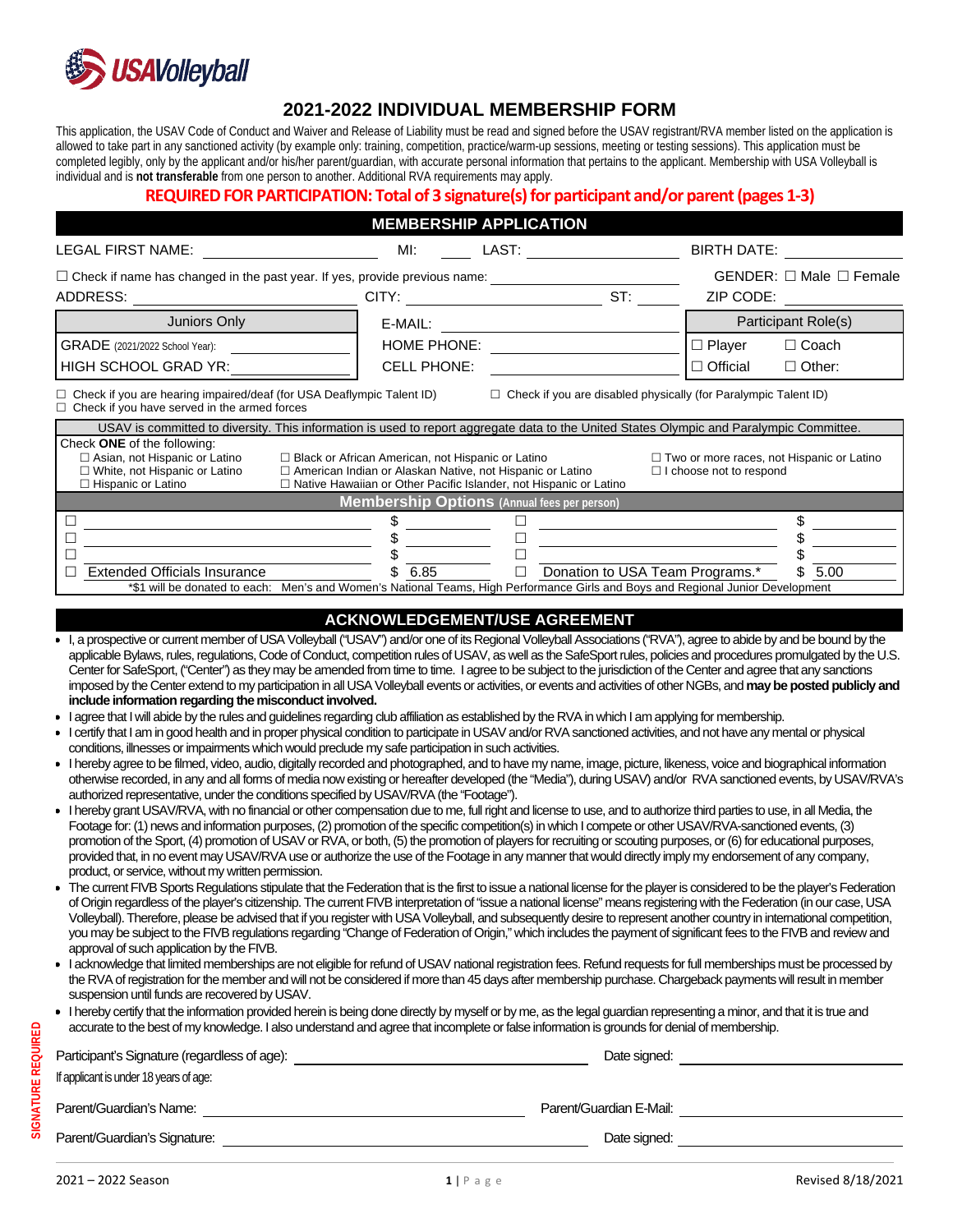# 2021-2022 INDIVIDUAL MEMBERSHIP FORM

This application, the USAV Code of Conduct and Waiver and Release of Liability must be read and signed before the USAV registrant/RVA member listed on the application is allowed to take part in any sanctioned activity (by example only: training, competition, practice/warm-up sessions, meeting or testing sessions). This application must be completed legibly, only by the applicant and/or his/her parent/guardian, with accurate personal information that pertains to the applicant. Membership with USA Volleyball is individual and is **not transferable** from one person to another. Additional RVA requirements may apply.

**REQUIRED FOR PARTICIPATION: Total of 3 signature(s) for participant and/or parent (pages 1-3)**

## MEMBERSHIP APPLICATION

LEGAL FIRST NAME: ____________ MI: ____ LAST: ____________ BIRTH DATE: ____________

☐ Check if name has changed in the past year. If yes, provide previous name: ____________ GENDER: ☐ Male ☐ Female

ADDRESS: ____________ CITY: ____________ ST: ____ ZIP CODE: ____________

| Juniors Only | | Participant Role(s) |
|---|---|---|
| GRADE (2021/2022 School Year): ________ | E-MAIL: ____________ | |
| HIGH SCHOOL GRAD YR: ________ | HOME PHONE: ____________ | ☐ Player ☐ Coach |
| | CELL PHONE: ____________ | ☐ Official ☐ Other: |

☐ Check if you are hearing impaired/deaf (for USA Deaflympic Talent ID) ☐ Check if you are disabled physically (for Paralympic Talent ID)
☐ Check if you have served in the armed forces

USAV is committed to diversity. This information is used to report aggregate data to the United States Olympic and Paralympic Committee.

Check **ONE** of the following:
- ☐ Asian, not Hispanic or Latino
- ☐ White, not Hispanic or Latino
- ☐ Hispanic or Latino
- ☐ Black or African American, not Hispanic or Latino
- ☐ American Indian or Alaskan Native, not Hispanic or Latino
- ☐ Native Hawaiian or Other Pacific Islander, not Hispanic or Latino
- ☐ Two or more races, not Hispanic or Latino
- ☐ I choose not to respond

**Membership Options** (Annual fees per person)

| | | | | | |
|---|---|---|---|---|---|
| ☐ | ____________ | $ ______ | ☐ | ____________ | $ ______ |
| ☐ | ____________ | $ ______ | ☐ | ____________ | $ ______ |
| ☐ | ____________ | $ ______ | ☐ | ____________ | $ ______ |
| ☐ | Extended Officials Insurance | $ 6.85 | ☐ | Donation to USA Team Programs.* | $ 5.00 |

*$1 will be donated to each: Men's and Women's National Teams, High Performance Girls and Boys and Regional Junior Development

## ACKNOWLEDGEMENT/USE AGREEMENT

- I, a prospective or current member of USA Volleyball ("USAV") and/or one of its Regional Volleyball Associations ("RVA"), agree to abide by and be bound by the applicable Bylaws, rules, regulations, Code of Conduct, competition rules of USAV, as well as the SafeSport rules, policies and procedures promulgated by the U.S. Center for SafeSport, ("Center") as they may be amended from time to time. I agree to be subject to the jurisdiction of the Center and agree that any sanctions imposed by the Center extend to my participation in all USA Volleyball events or activities, or events and activities of other NGBs, and **may be posted publicly and include information regarding the misconduct involved.**
- I agree that I will abide by the rules and guidelines regarding club affiliation as established by the RVA in which I am applying for membership.
- I certify that I am in good health and in proper physical condition to participate in USAV and/or RVA sanctioned activities, and not have any mental or physical conditions, illnesses or impairments which would preclude my safe participation in such activities.
- I hereby agree to be filmed, video, audio, digitally recorded and photographed, and to have my name, image, picture, likeness, voice and biographical information otherwise recorded, in any and all forms of media now existing or hereafter developed (the "Media"), during USAV and/or RVA sanctioned events, by USAV/RVA's authorized representative, under the conditions specified by USAV/RVA (the "Footage").
- I hereby grant USAV/RVA, with no financial or other compensation due to me, full right and license to use, and to authorize third parties to use, in all Media, the Footage for: (1) news and information purposes, (2) promotion of the specific competition(s) in which I compete or other USAV/RVA-sanctioned events, (3) promotion of the Sport, (4) promotion of USAV or RVA, or both, (5) the promotion of players for recruiting or scouting purposes, or (6) for educational purposes, provided that, in no event may USAV/RVA use or authorize the use of the Footage in any manner that would directly imply my endorsement of any company, product, or service, without my written permission.
- The current FIVB Sports Regulations stipulate that the Federation that is the first to issue a national license for the player is considered to be the player's Federation of Origin regardless of the player's citizenship. The current FIVB interpretation of "issue a national license" means registering with the Federation (in our case, USA Volleyball). Therefore, please be advised that if you register with USA Volleyball, and subsequently desire to represent another country in international competition, you may be subject to the FIVB regulations regarding "Change of Federation of Origin," which includes the payment of significant fees to the FIVB and review and approval of such application by the FIVB.
- I acknowledge that limited memberships are not eligible for refund of USAV national registration fees. Refund requests for full memberships must be processed by the RVA of registration for the member and will not be considered if more than 45 days after membership purchase. Chargeback payments will result in member suspension until funds are recovered by USAV.
- I hereby certify that the information provided herein is being done directly by myself or by me, as the legal guardian representing a minor, and that it is true and accurate to the best of my knowledge. I also understand and agree that incomplete or false information is grounds for denial of membership.

**SIGNATURE REQUIRED**

Participant's Signature (regardless of age): ____________________ Date signed: ____________

If applicant is under 18 years of age:

Parent/Guardian's Name: ____________________ Parent/Guardian E-Mail: ____________

Parent/Guardian's Signature: ____________________ Date signed: ____________

2021 – 2022 Season Revised 8/18/2021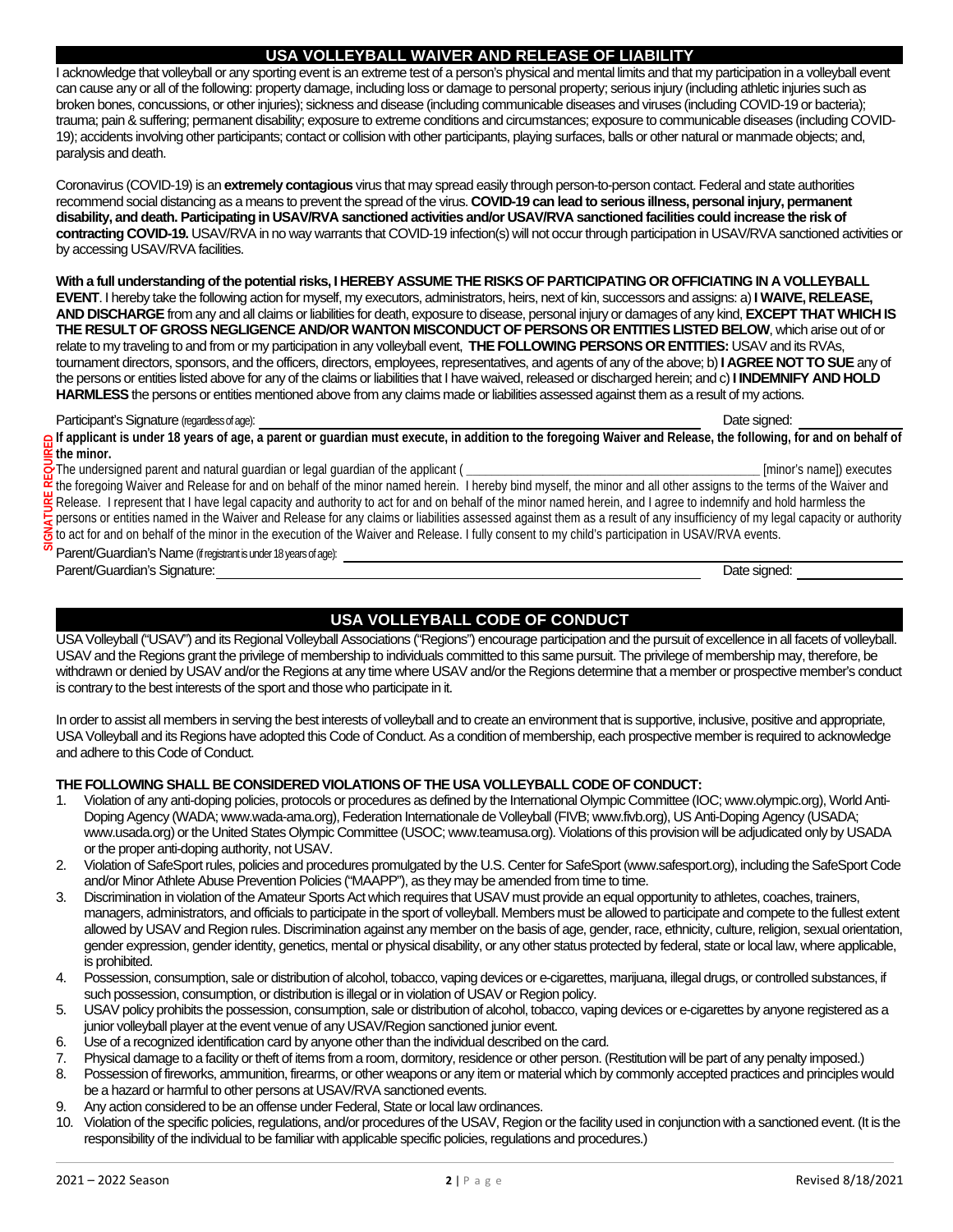## USA VOLLEYBALL WAIVER AND RELEASE OF LIABILITY

I acknowledge that volleyball or any sporting event is an extreme test of a person's physical and mental limits and that my participation in a volleyball event can cause any or all of the following: property damage, including loss or damage to personal property; serious injury (including athletic injuries such as broken bones, concussions, or other injuries); sickness and disease (including communicable diseases and viruses (including COVID-19 or bacteria); trauma; pain & suffering; permanent disability; exposure to extreme conditions and circumstances; exposure to communicable diseases (including COVID-19); accidents involving other participants; contact or collision with other participants, playing surfaces, balls or other natural or manmade objects; and, paralysis and death.

Coronavirus (COVID-19) is an **extremely contagious** virus that may spread easily through person-to-person contact. Federal and state authorities recommend social distancing as a means to prevent the spread of the virus. **COVID-19 can lead to serious illness, personal injury, permanent disability, and death. Participating in USAV/RVA sanctioned activities and/or USAV/RVA sanctioned facilities could increase the risk of contracting COVID-19.** USAV/RVA in no way warrants that COVID-19 infection(s) will not occur through participation in USAV/RVA sanctioned activities or by accessing USAV/RVA facilities.

**With a full understanding of the potential risks, I HEREBY ASSUME THE RISKS OF PARTICIPATING OR OFFICIATING IN A VOLLEYBALL EVENT**. I hereby take the following action for myself, my executors, administrators, heirs, next of kin, successors and assigns: a) **I WAIVE, RELEASE, AND DISCHARGE** from any and all claims or liabilities for death, exposure to disease, personal injury or damages of any kind, **EXCEPT THAT WHICH IS THE RESULT OF GROSS NEGLIGENCE AND/OR WANTON MISCONDUCT OF PERSONS OR ENTITIES LISTED BELOW**, which arise out of or relate to my traveling to and from or my participation in any volleyball event, **THE FOLLOWING PERSONS OR ENTITIES:** USAV and its RVAs, tournament directors, sponsors, and the officers, directors, employees, representatives, and agents of any of the above; b) **I AGREE NOT TO SUE** any of the persons or entities listed above for any of the claims or liabilities that I have waived, released or discharged herein; and c) **I INDEMNIFY AND HOLD HARMLESS** the persons or entities mentioned above from any claims made or liabilities assessed against them as a result of my actions.

Participant's Signature (regardless of age): ______________________________ Date signed: ______________

SIGNATURE REQUIRED

**If applicant is under 18 years of age, a parent or guardian must execute, in addition to the foregoing Waiver and Release, the following, for and on behalf of the minor.**

The undersigned parent and natural guardian or legal guardian of the applicant ( ______________________________ [minor's name]) executes the foregoing Waiver and Release for and on behalf of the minor named herein. I hereby bind myself, the minor and all other assigns to the terms of the Waiver and Release. I represent that I have legal capacity and authority to act for and on behalf of the minor named herein, and I agree to indemnify and hold harmless the persons or entities named in the Waiver and Release for any claims or liabilities assessed against them as a result of any insufficiency of my legal capacity or authority to act for and on behalf of the minor in the execution of the Waiver and Release. I fully consent to my child's participation in USAV/RVA events.

Parent/Guardian's Name (if registrant is under 18 years of age): ______________________________

Parent/Guardian's Signature: ______________________________ Date signed: ______________

## USA VOLLEYBALL CODE OF CONDUCT

USA Volleyball ("USAV") and its Regional Volleyball Associations ("Regions") encourage participation and the pursuit of excellence in all facets of volleyball. USAV and the Regions grant the privilege of membership to individuals committed to this same pursuit. The privilege of membership may, therefore, be withdrawn or denied by USAV and/or the Regions at any time where USAV and/or the Regions determine that a member or prospective member's conduct is contrary to the best interests of the sport and those who participate in it.

In order to assist all members in serving the best interests of volleyball and to create an environment that is supportive, inclusive, positive and appropriate, USA Volleyball and its Regions have adopted this Code of Conduct. As a condition of membership, each prospective member is required to acknowledge and adhere to this Code of Conduct.

**THE FOLLOWING SHALL BE CONSIDERED VIOLATIONS OF THE USA VOLLEYBALL CODE OF CONDUCT:**

1. Violation of any anti-doping policies, protocols or procedures as defined by the International Olympic Committee (IOC; www.olympic.org), World Anti-Doping Agency (WADA; www.wada-ama.org), Federation Internationale de Volleyball (FIVB; www.fivb.org), US Anti-Doping Agency (USADA; www.usada.org) or the United States Olympic Committee (USOC; www.teamusa.org). Violations of this provision will be adjudicated only by USADA or the proper anti-doping authority, not USAV.
2. Violation of SafeSport rules, policies and procedures promulgated by the U.S. Center for SafeSport (www.safesport.org), including the SafeSport Code and/or Minor Athlete Abuse Prevention Policies ("MAAPP"), as they may be amended from time to time.
3. Discrimination in violation of the Amateur Sports Act which requires that USAV must provide an equal opportunity to athletes, coaches, trainers, managers, administrators, and officials to participate in the sport of volleyball. Members must be allowed to participate and compete to the fullest extent allowed by USAV and Region rules. Discrimination against any member on the basis of age, gender, race, ethnicity, culture, religion, sexual orientation, gender expression, gender identity, genetics, mental or physical disability, or any other status protected by federal, state or local law, where applicable, is prohibited.
4. Possession, consumption, sale or distribution of alcohol, tobacco, vaping devices or e-cigarettes, marijuana, illegal drugs, or controlled substances, if such possession, consumption, or distribution is illegal or in violation of USAV or Region policy.
5. USAV policy prohibits the possession, consumption, sale or distribution of alcohol, tobacco, vaping devices or e-cigarettes by anyone registered as a junior volleyball player at the event venue of any USAV/Region sanctioned junior event.
6. Use of a recognized identification card by anyone other than the individual described on the card.
7. Physical damage to a facility or theft of items from a room, dormitory, residence or other person. (Restitution will be part of any penalty imposed.)
8. Possession of fireworks, ammunition, firearms, or other weapons or any item or material which by commonly accepted practices and principles would be a hazard or harmful to other persons at USAV/RVA sanctioned events.
9. Any action considered to be an offense under Federal, State or local law ordinances.
10. Violation of the specific policies, regulations, and/or procedures of the USAV, Region or the facility used in conjunction with a sanctioned event. (It is the responsibility of the individual to be familiar with applicable specific policies, regulations and procedures.)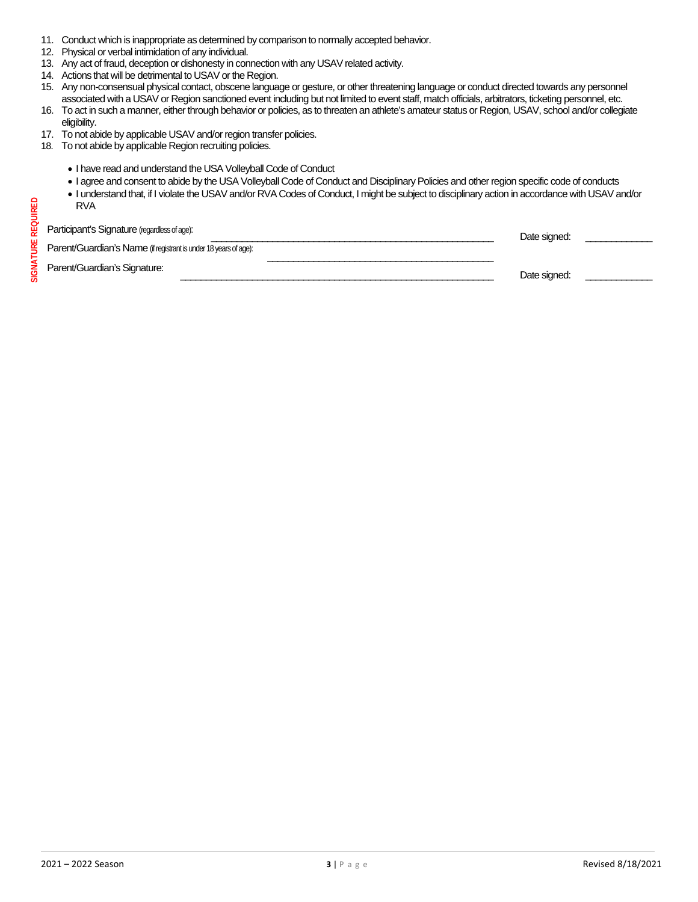11. Conduct which is inappropriate as determined by comparison to normally accepted behavior.
12. Physical or verbal intimidation of any individual.
13. Any act of fraud, deception or dishonesty in connection with any USAV related activity.
14. Actions that will be detrimental to USAV or the Region.
15. Any non-consensual physical contact, obscene language or gesture, or other threatening language or conduct directed towards any personnel associated with a USAV or Region sanctioned event including but not limited to event staff, match officials, arbitrators, ticketing personnel, etc.
16. To act in such a manner, either through behavior or policies, as to threaten an athlete's amateur status or Region, USAV, school and/or collegiate eligibility.
17. To not abide by applicable USAV and/or region transfer policies.
18. To not abide by applicable Region recruiting policies.

- I have read and understand the USA Volleyball Code of Conduct
- I agree and consent to abide by the USA Volleyball Code of Conduct and Disciplinary Policies and other region specific code of conducts
- I understand that, if I violate the USAV and/or RVA Codes of Conduct, I might be subject to disciplinary action in accordance with USAV and/or RVA

**SIGNATURE REQUIRED**

Participant's Signature (regardless of age): ______________________________________________ Date signed: ____________

Parent/Guardian's Name (if registrant is under 18 years of age): ______________________________________________

Parent/Guardian's Signature: ______________________________________________ Date signed: ____________

2021 – 2022 Season

Revised 8/18/2021